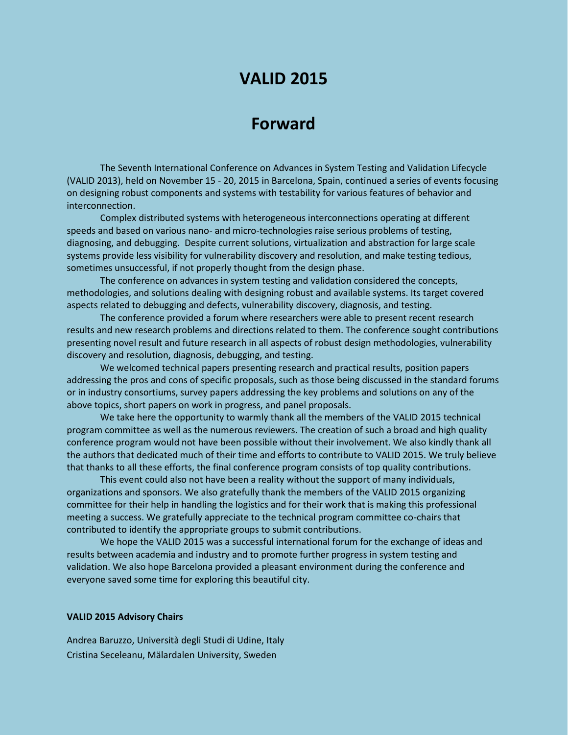# VALID 2015

## Forward

The Seventh International Conference on Advances in System Testing and Validation Lifecycle (VALID 2013), held on November 15 - 20, 2015 in Barcelona, Spain, continued a series of events focusing on designing robust components and systems with testability for various features of behavior and interconnection.

Complex distributed systems with heterogeneous interconnections operating at different speeds and based on various nano- and micro-technologies raise serious problems of testing, diagnosing, and debugging. Despite current solutions, virtualization and abstraction for large scale systems provide less visibility for vulnerability discovery and resolution, and make testing tedious, sometimes unsuccessful, if not properly thought from the design phase.

The conference on advances in system testing and validation considered the concepts, methodologies, and solutions dealing with designing robust and available systems. Its target covered aspects related to debugging and defects, vulnerability discovery, diagnosis, and testing.

The conference provided a forum where researchers were able to present recent research results and new research problems and directions related to them. The conference sought contributions presenting novel result and future research in all aspects of robust design methodologies, vulnerability discovery and resolution, diagnosis, debugging, and testing.

We welcomed technical papers presenting research and practical results, position papers addressing the pros and cons of specific proposals, such as those being discussed in the standard forums or in industry consortiums, survey papers addressing the key problems and solutions on any of the above topics, short papers on work in progress, and panel proposals.

We take here the opportunity to warmly thank all the members of the VALID 2015 technical program committee as well as the numerous reviewers. The creation of such a broad and high quality conference program would not have been possible without their involvement. We also kindly thank all the authors that dedicated much of their time and efforts to contribute to VALID 2015. We truly believe that thanks to all these efforts, the final conference program consists of top quality contributions.

This event could also not have been a reality without the support of many individuals, organizations and sponsors. We also gratefully thank the members of the VALID 2015 organizing committee for their help in handling the logistics and for their work that is making this professional meeting a success. We gratefully appreciate to the technical program committee co-chairs that contributed to identify the appropriate groups to submit contributions.

We hope the VALID 2015 was a successful international forum for the exchange of ideas and results between academia and industry and to promote further progress in system testing and validation. We also hope Barcelona provided a pleasant environment during the conference and everyone saved some time for exploring this beautiful city.

**VALID 2015 Advisory Chairs**

Andrea Baruzzo, Università degli Studi di Udine, Italy
Cristina Seceleanu, Mälardalen University, Sweden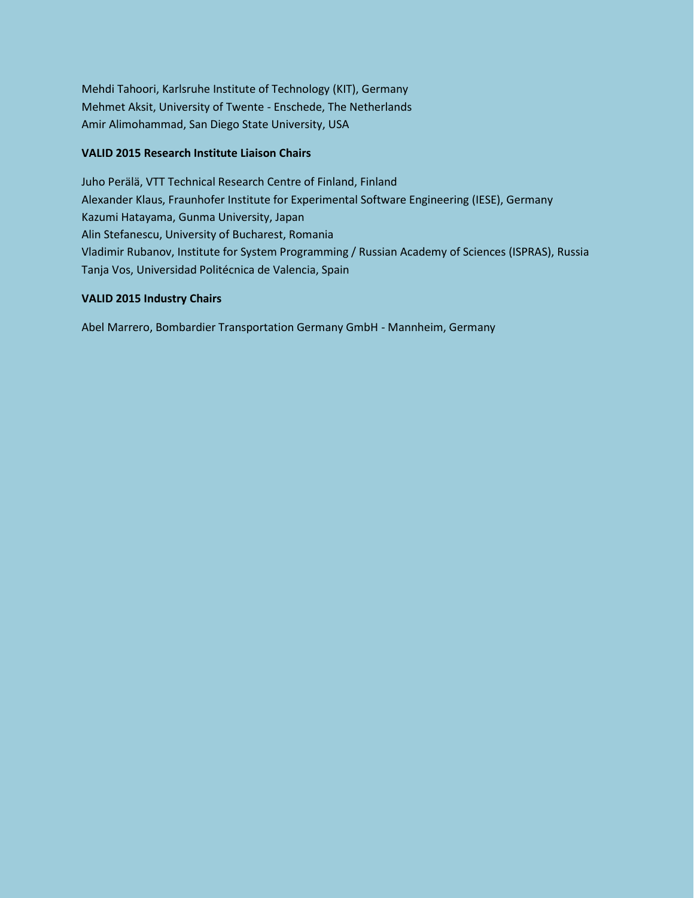Mehdi Tahoori, Karlsruhe Institute of Technology (KIT), Germany
Mehmet Aksit, University of Twente - Enschede, The Netherlands
Amir Alimohammad, San Diego State University, USA

**VALID 2015 Research Institute Liaison Chairs**

Juho Perälä, VTT Technical Research Centre of Finland, Finland
Alexander Klaus, Fraunhofer Institute for Experimental Software Engineering (IESE), Germany
Kazumi Hatayama, Gunma University, Japan
Alin Stefanescu, University of Bucharest, Romania
Vladimir Rubanov, Institute for System Programming / Russian Academy of Sciences (ISPRAS), Russia
Tanja Vos, Universidad Politécnica de Valencia, Spain

**VALID 2015 Industry Chairs**

Abel Marrero, Bombardier Transportation Germany GmbH - Mannheim, Germany